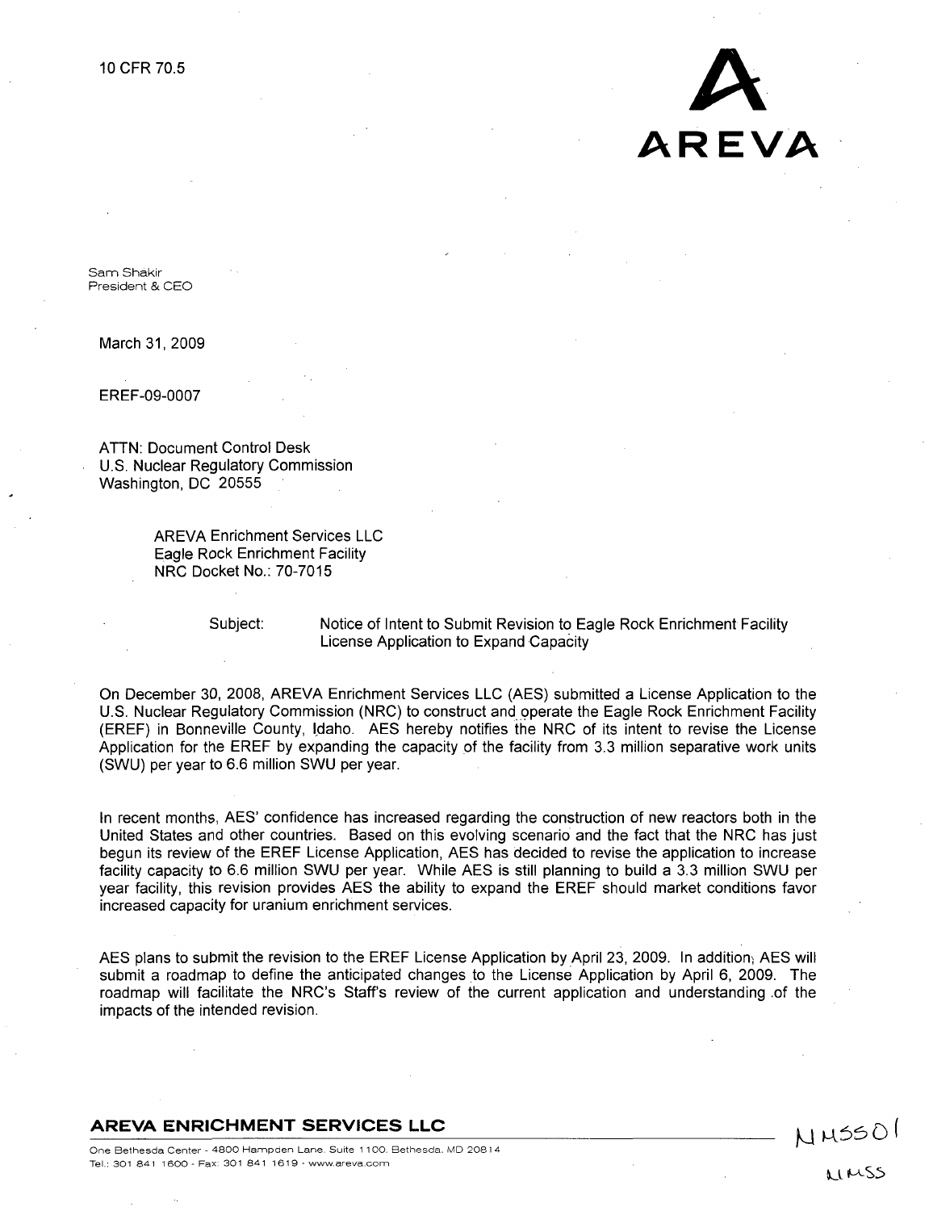10 CFR 70.5

AREVA

Sam Shakir
President & CEO

March 31, 2009

EREF-09-0007

ATTN: Document Control Desk
U.S. Nuclear Regulatory Commission
Washington, DC 20555

AREVA Enrichment Services LLC
Eagle Rock Enrichment Facility
NRC Docket No.: 70-7015

Subject: Notice of Intent to Submit Revision to Eagle Rock Enrichment Facility License Application to Expand Capacity

On December 30, 2008, AREVA Enrichment Services LLC (AES) submitted a License Application to the U.S. Nuclear Regulatory Commission (NRC) to construct and operate the Eagle Rock Enrichment Facility (EREF) in Bonneville County, Idaho. AES hereby notifies the NRC of its intent to revise the License Application for the EREF by expanding the capacity of the facility from 3.3 million separative work units (SWU) per year to 6.6 million SWU per year.

In recent months, AES' confidence has increased regarding the construction of new reactors both in the United States and other countries. Based on this evolving scenario and the fact that the NRC has just begun its review of the EREF License Application, AES has decided to revise the application to increase facility capacity to 6.6 million SWU per year. While AES is still planning to build a 3.3 million SWU per year facility, this revision provides AES the ability to expand the EREF should market conditions favor increased capacity for uranium enrichment services.

AES plans to submit the revision to the EREF License Application by April 23, 2009. In addition, AES will submit a roadmap to define the anticipated changes to the License Application by April 6, 2009. The roadmap will facilitate the NRC's Staff's review of the current application and understanding of the impacts of the intended revision.

**AREVA ENRICHMENT SERVICES LLC**

One Bethesda Center - 4800 Hampden Lane, Suite 1100, Bethesda, MD 20814
Tel.: 301 841 1600 - Fax: 301 841 1619 - www.areva.com

NMSS01

NMSS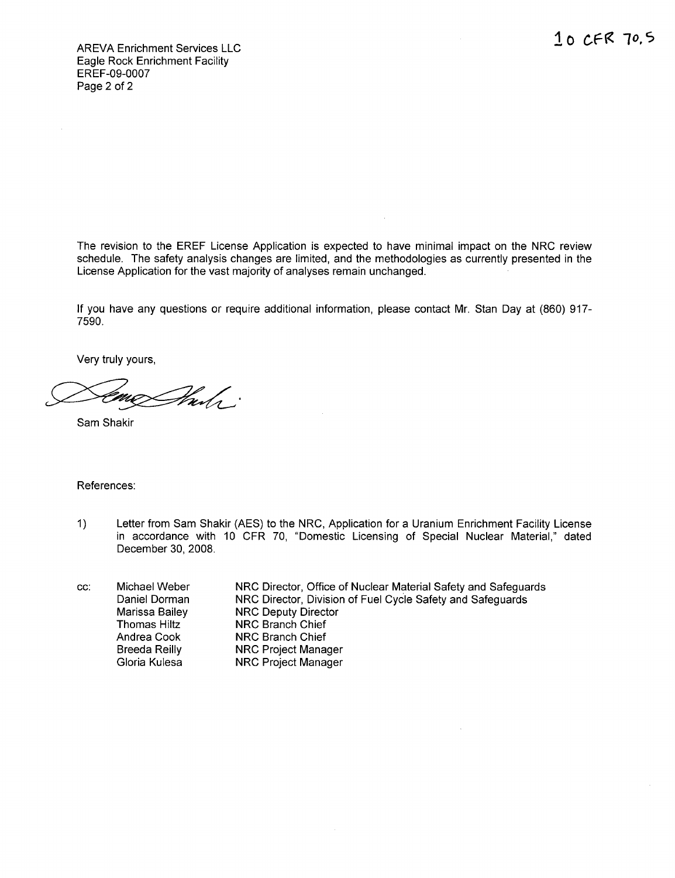The revision to the EREF License Application is expected to have minimal impact on the NRC review schedule. The safety analysis changes are limited, and the methodologies as currently presented in the License Application for the vast majority of analyses remain unchanged.

If you have any questions or require additional information, please contact Mr. Stan Day at (860) 917-7590.

Very truly yours,

Sam Shakir

References:

1) Letter from Sam Shakir (AES) to the NRC, Application for a Uranium Enrichment Facility License in accordance with 10 CFR 70, "Domestic Licensing of Special Nuclear Material," dated December 30, 2008.

| | | |
|---|---|---|
| cc: | Michael Weber | NRC Director, Office of Nuclear Material Safety and Safeguards |
| | Daniel Dorman | NRC Director, Division of Fuel Cycle Safety and Safeguards |
| | Marissa Bailey | NRC Deputy Director |
| | Thomas Hiltz | NRC Branch Chief |
| | Andrea Cook | NRC Branch Chief |
| | Breeda Reilly | NRC Project Manager |
| | Gloria Kulesa | NRC Project Manager |